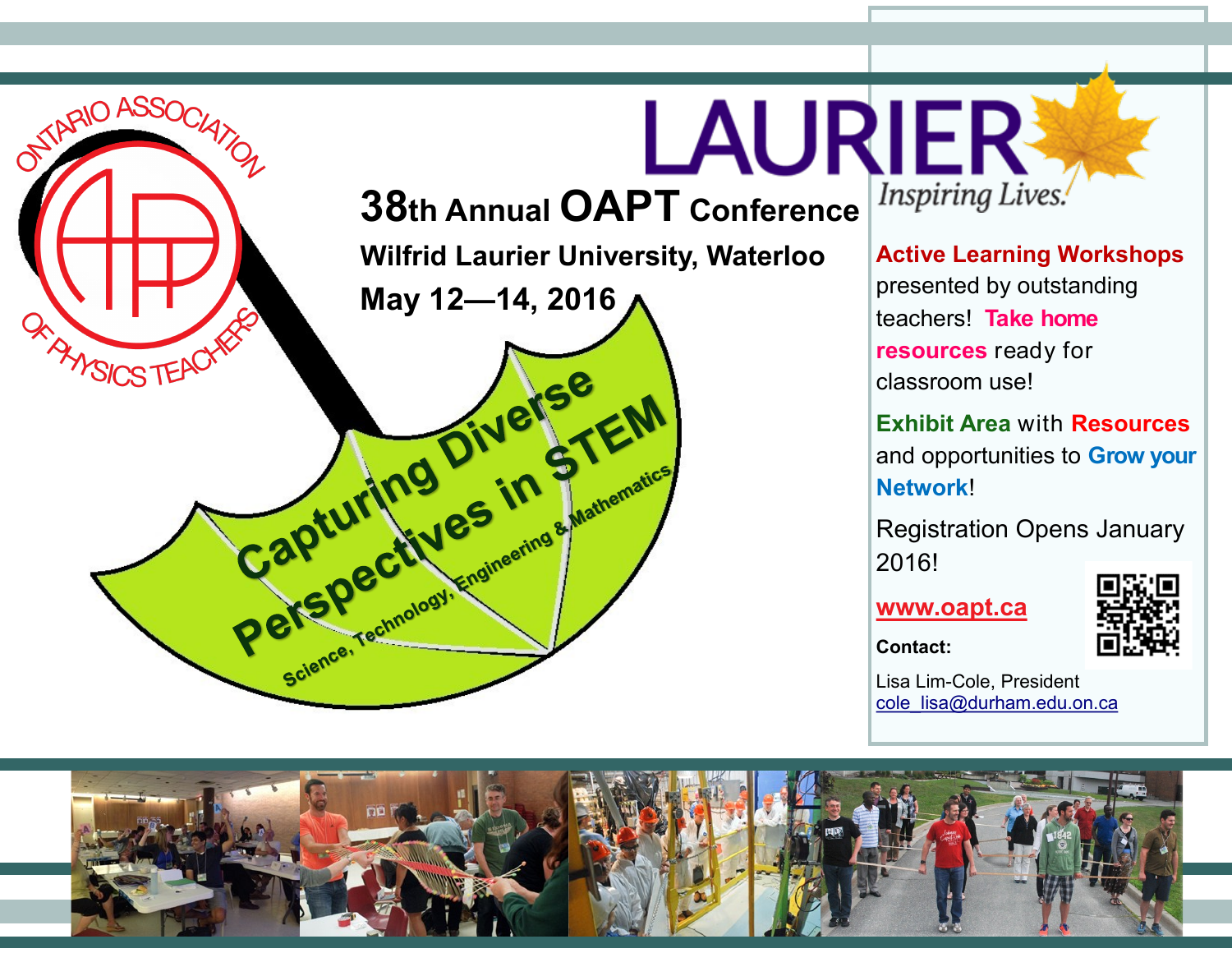ONTARIO ASSOCIATION OF PHYSICS TEACHERS

# 38th Annual OAPT Conference

**Wilfrid Laurier University, Waterloo**

**May 12—14, 2016**

## Capturing Diverse Perspectives in STEM

Science, Technology, Engineering & Mathematics

LAURIER *Inspiring Lives.*

**Active Learning Workshops** presented by outstanding teachers! **Take home resources** ready for classroom use!

**Exhibit Area** with **Resources** and opportunities to **Grow your Network**!

Registration Opens January 2016!

www.oapt.ca

**Contact:**

Lisa Lim-Cole, President
cole_lisa@durham.edu.on.ca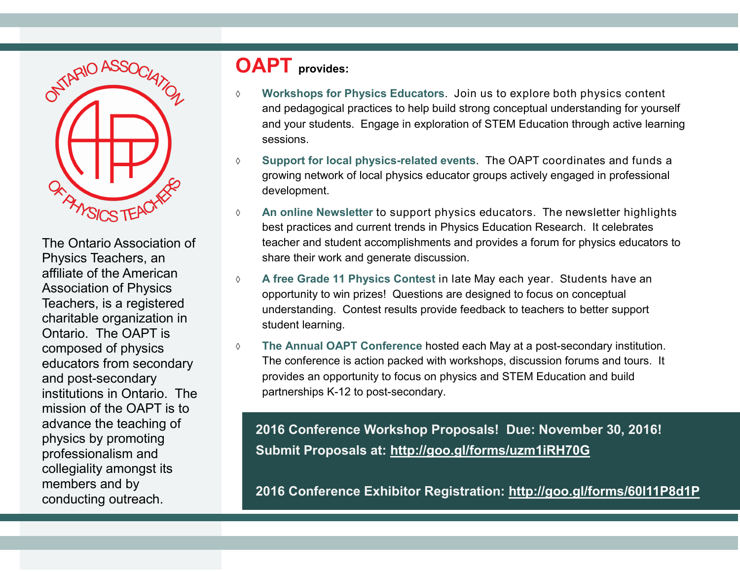ONTARIO ASSOCIATION OF PHYSICS TEACHERS

The Ontario Association of Physics Teachers, an affiliate of the American Association of Physics Teachers, is a registered charitable organization in Ontario. The OAPT is composed of physics educators from secondary and post-secondary institutions in Ontario. The mission of the OAPT is to advance the teaching of physics by promoting professionalism and collegiality amongst its members and by conducting outreach.

# OAPT provides:

- **Workshops for Physics Educators**. Join us to explore both physics content and pedagogical practices to help build strong conceptual understanding for yourself and your students. Engage in exploration of STEM Education through active learning sessions.
- **Support for local physics-related events**. The OAPT coordinates and funds a growing network of local physics educator groups actively engaged in professional development.
- **An online Newsletter** to support physics educators. The newsletter highlights best practices and current trends in Physics Education Research. It celebrates teacher and student accomplishments and provides a forum for physics educators to share their work and generate discussion.
- **A free Grade 11 Physics Contest** in late May each year. Students have an opportunity to win prizes! Questions are designed to focus on conceptual understanding. Contest results provide feedback to teachers to better support student learning.
- **The Annual OAPT Conference** hosted each May at a post-secondary institution. The conference is action packed with workshops, discussion forums and tours. It provides an opportunity to focus on physics and STEM Education and build partnerships K-12 to post-secondary.

**2016 Conference Workshop Proposals! Due: November 30, 2016!**
**Submit Proposals at: http://goo.gl/forms/uzm1iRH70G**

**2016 Conference Exhibitor Registration: http://goo.gl/forms/60l11P8d1P**